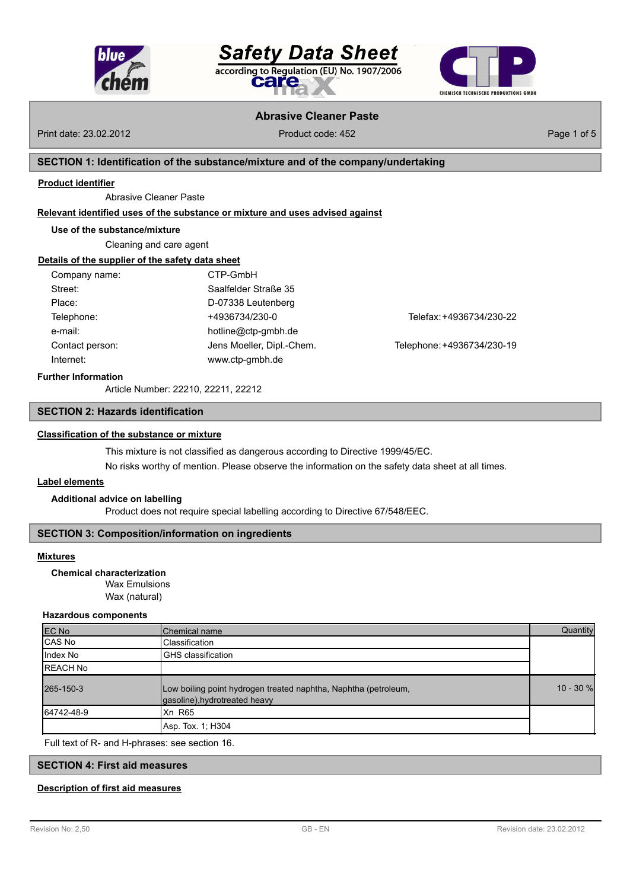# Safety Data Sheet

according to Regulation (EU) No. 1907/2006

## Abrasive Cleaner Paste

Print date: 23.02.2012 | Product code: 452

## SECTION 1: Identification of the substance/mixture and of the company/undertaking

**Product identifier**

Abrasive Cleaner Paste

**Relevant identified uses of the substance or mixture and uses advised against**

**Use of the substance/mixture**

Cleaning and care agent

**Details of the supplier of the safety data sheet**

| | | |
|---|---|---|
| Company name: | CTP-GmbH | |
| Street: | Saalfelder Straße 35 | |
| Place: | D-07338 Leutenberg | |
| Telephone: | +4936734/230-0 | Telefax: +4936734/230-22 |
| e-mail: | hotline@ctp-gmbh.de | |
| Contact person: | Jens Moeller, Dipl.-Chem. | Telephone: +4936734/230-19 |
| Internet: | www.ctp-gmbh.de | |

**Further Information**

Article Number: 22210, 22211, 22212

## SECTION 2: Hazards identification

**Classification of the substance or mixture**

This mixture is not classified as dangerous according to Directive 1999/45/EC.

No risks worthy of mention. Please observe the information on the safety data sheet at all times.

**Label elements**

**Additional advice on labelling**

Product does not require special labelling according to Directive 67/548/EEC.

## SECTION 3: Composition/information on ingredients

**Mixtures**

**Chemical characterization**

Wax Emulsions
Wax (natural)

**Hazardous components**

| EC No | Chemical name | Quantity |
|---|---|---|
| CAS No | Classification | |
| Index No | GHS classification | |
| REACH No | | |
| 265-150-3 | Low boiling point hydrogen treated naphtha, Naphtha (petroleum, gasoline),hydrotreated heavy | 10 - 30 % |
| 64742-48-9 | Xn R65 | |
| | Asp. Tox. 1; H304 | |

Full text of R- and H-phrases: see section 16.

## SECTION 4: First aid measures

**Description of first aid measures**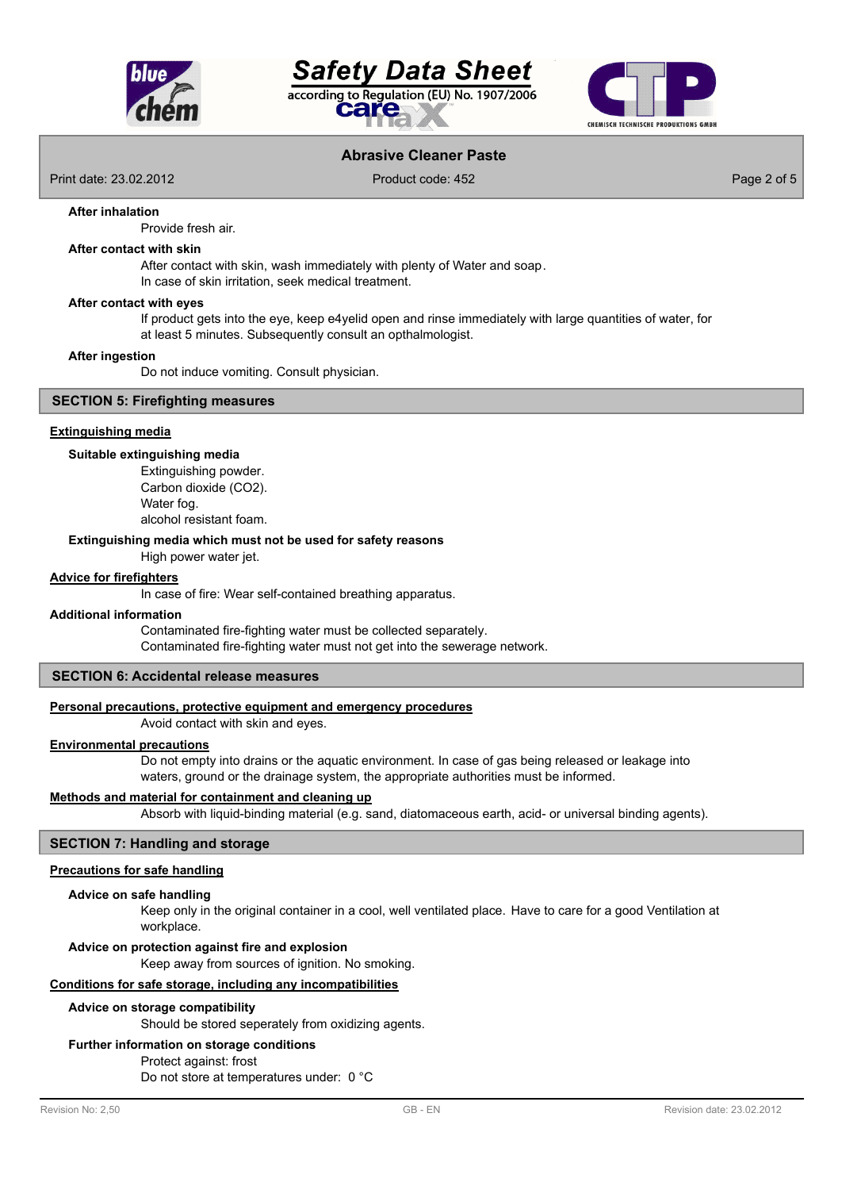### After inhalation

Provide fresh air.

### After contact with skin

After contact with skin, wash immediately with plenty of Water and soap.
In case of skin irritation, seek medical treatment.

### After contact with eyes

If product gets into the eye, keep e4yelid open and rinse immediately with large quantities of water, for at least 5 minutes. Subsequently consult an opthalmologist.

### After ingestion

Do not induce vomiting. Consult physician.

## SECTION 5: Firefighting measures

**Extinguishing media**

### Suitable extinguishing media

Extinguishing powder.
Carbon dioxide ($CO_2$).
Water fog.
alcohol resistant foam.

### Extinguishing media which must not be used for safety reasons

High power water jet.

**Advice for firefighters**

In case of fire: Wear self-contained breathing apparatus.

**Additional information**

Contaminated fire-fighting water must be collected separately.
Contaminated fire-fighting water must not get into the sewerage network.

## SECTION 6: Accidental release measures

**Personal precautions, protective equipment and emergency procedures**

Avoid contact with skin and eyes.

**Environmental precautions**

Do not empty into drains or the aquatic environment. In case of gas being released or leakage into waters, ground or the drainage system, the appropriate authorities must be informed.

**Methods and material for containment and cleaning up**

Absorb with liquid-binding material (e.g. sand, diatomaceous earth, acid- or universal binding agents).

## SECTION 7: Handling and storage

**Precautions for safe handling**

### Advice on safe handling

Keep only in the original container in a cool, well ventilated place. Have to care for a good Ventilation at workplace.

### Advice on protection against fire and explosion

Keep away from sources of ignition. No smoking.

**Conditions for safe storage, including any incompatibilities**

### Advice on storage compatibility

Should be stored seperately from oxidizing agents.

### Further information on storage conditions

Protect against: frost
Do not store at temperatures under: 0 °C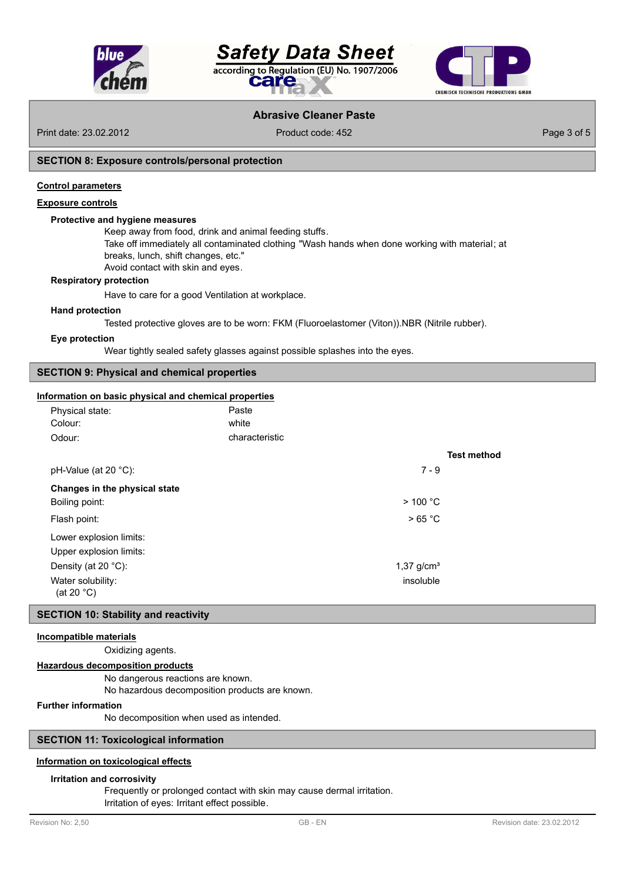## SECTION 8: Exposure controls/personal protection

### Control parameters

### Exposure controls

**Protective and hygiene measures**

Keep away from food, drink and animal feeding stuffs.
Take off immediately all contaminated clothing "Wash hands when done working with material; at breaks, lunch, shift changes, etc."
Avoid contact with skin and eyes.

**Respiratory protection**

Have to care for a good Ventilation at workplace.

**Hand protection**

Tested protective gloves are to be worn: FKM (Fluoroelastomer (Viton)).NBR (Nitrile rubber).

**Eye protection**

Wear tightly sealed safety glasses against possible splashes into the eyes.

## SECTION 9: Physical and chemical properties

### Information on basic physical and chemical properties

| | | |
|---|---|---|
| Physical state: | Paste | |
| Colour: | white | |
| Odour: | characteristic | |

| | | Test method |
|---|---|---|
| pH-Value (at 20 °C): | 7 - 9 | |
| **Changes in the physical state** | | |
| Boiling point: | > 100 °C | |
| Flash point: | > 65 °C | |
| Lower explosion limits: | | |
| Upper explosion limits: | | |
| Density (at 20 °C): | 1,37 g/cm³ | |
| Water solubility: (at 20 °C) | insoluble | |

## SECTION 10: Stability and reactivity

### Incompatible materials

Oxidizing agents.

### Hazardous decomposition products

No dangerous reactions are known.
No hazardous decomposition products are known.

**Further information**

No decomposition when used as intended.

## SECTION 11: Toxicological information

### Information on toxicological effects

**Irritation and corrosivity**

Frequently or prolonged contact with skin may cause dermal irritation.
Irritation of eyes: Irritant effect possible.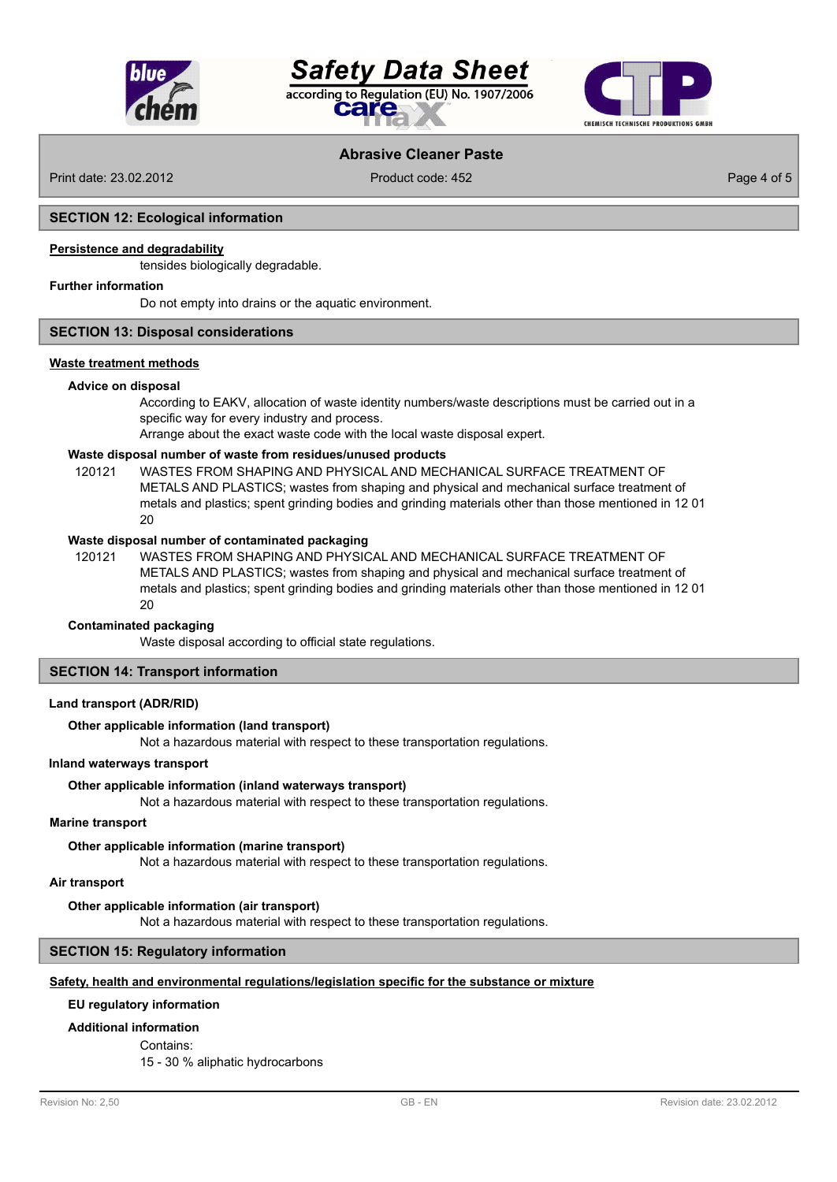## SECTION 12: Ecological information

**Persistence and degradability**

tensides biologically degradable.

**Further information**

Do not empty into drains or the aquatic environment.

## SECTION 13: Disposal considerations

**Waste treatment methods**

**Advice on disposal**

According to EAKV, allocation of waste identity numbers/waste descriptions must be carried out in a specific way for every industry and process.
Arrange about the exact waste code with the local waste disposal expert.

**Waste disposal number of waste from residues/unused products**

120121 WASTES FROM SHAPING AND PHYSICAL AND MECHANICAL SURFACE TREATMENT OF METALS AND PLASTICS; wastes from shaping and physical and mechanical surface treatment of metals and plastics; spent grinding bodies and grinding materials other than those mentioned in 12 01 20

**Waste disposal number of contaminated packaging**

120121 WASTES FROM SHAPING AND PHYSICAL AND MECHANICAL SURFACE TREATMENT OF METALS AND PLASTICS; wastes from shaping and physical and mechanical surface treatment of metals and plastics; spent grinding bodies and grinding materials other than those mentioned in 12 01 20

**Contaminated packaging**

Waste disposal according to official state regulations.

## SECTION 14: Transport information

**Land transport (ADR/RID)**

**Other applicable information (land transport)**

Not a hazardous material with respect to these transportation regulations.

**Inland waterways transport**

**Other applicable information (inland waterways transport)**

Not a hazardous material with respect to these transportation regulations.

**Marine transport**

**Other applicable information (marine transport)**

Not a hazardous material with respect to these transportation regulations.

**Air transport**

**Other applicable information (air transport)**

Not a hazardous material with respect to these transportation regulations.

## SECTION 15: Regulatory information

**Safety, health and environmental regulations/legislation specific for the substance or mixture**

**EU regulatory information**

**Additional information**

Contains:
15 - 30 % aliphatic hydrocarbons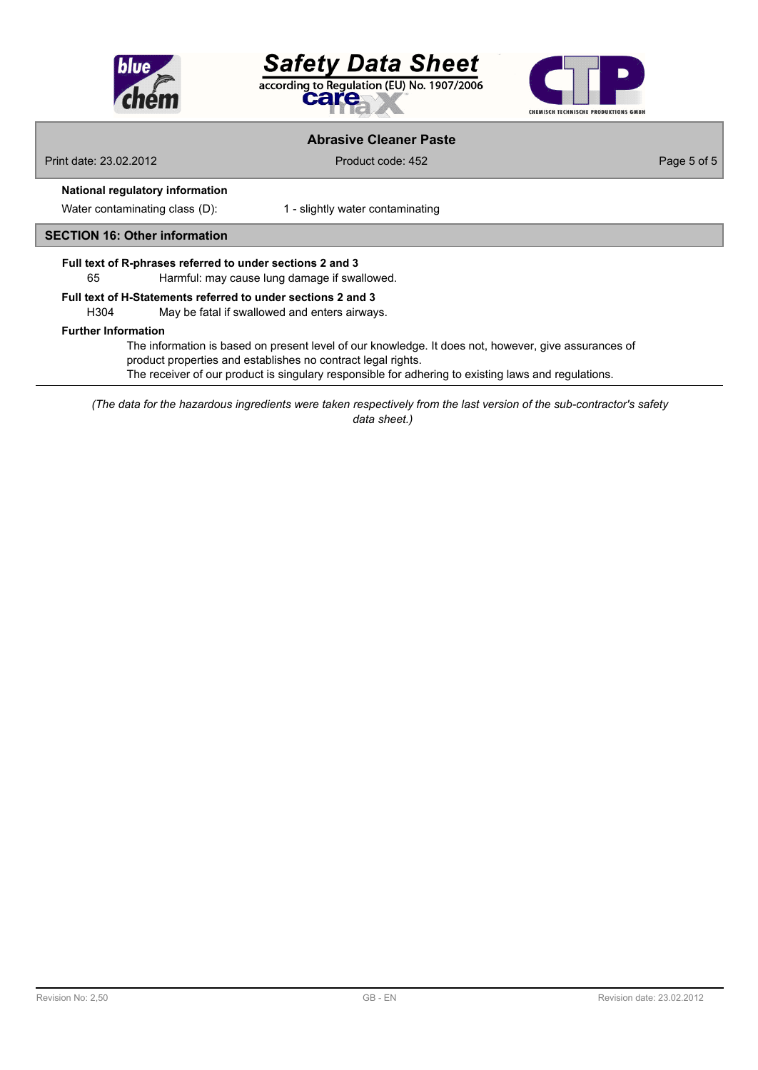### National regulatory information

Water contaminating class (D): 1 - slightly water contaminating

## SECTION 16: Other information

**Full text of R-phrases referred to under sections 2 and 3**

| | |
|---|---|
| 65 | Harmful: may cause lung damage if swallowed. |

**Full text of H-Statements referred to under sections 2 and 3**

| | |
|---|---|
| H304 | May be fatal if swallowed and enters airways. |

**Further Information**

The information is based on present level of our knowledge. It does not, however, give assurances of product properties and establishes no contract legal rights.
The receiver of our product is singulary responsible for adhering to existing laws and regulations.

---

*(The data for the hazardous ingredients were taken respectively from the last version of the sub-contractor's safety data sheet.)*